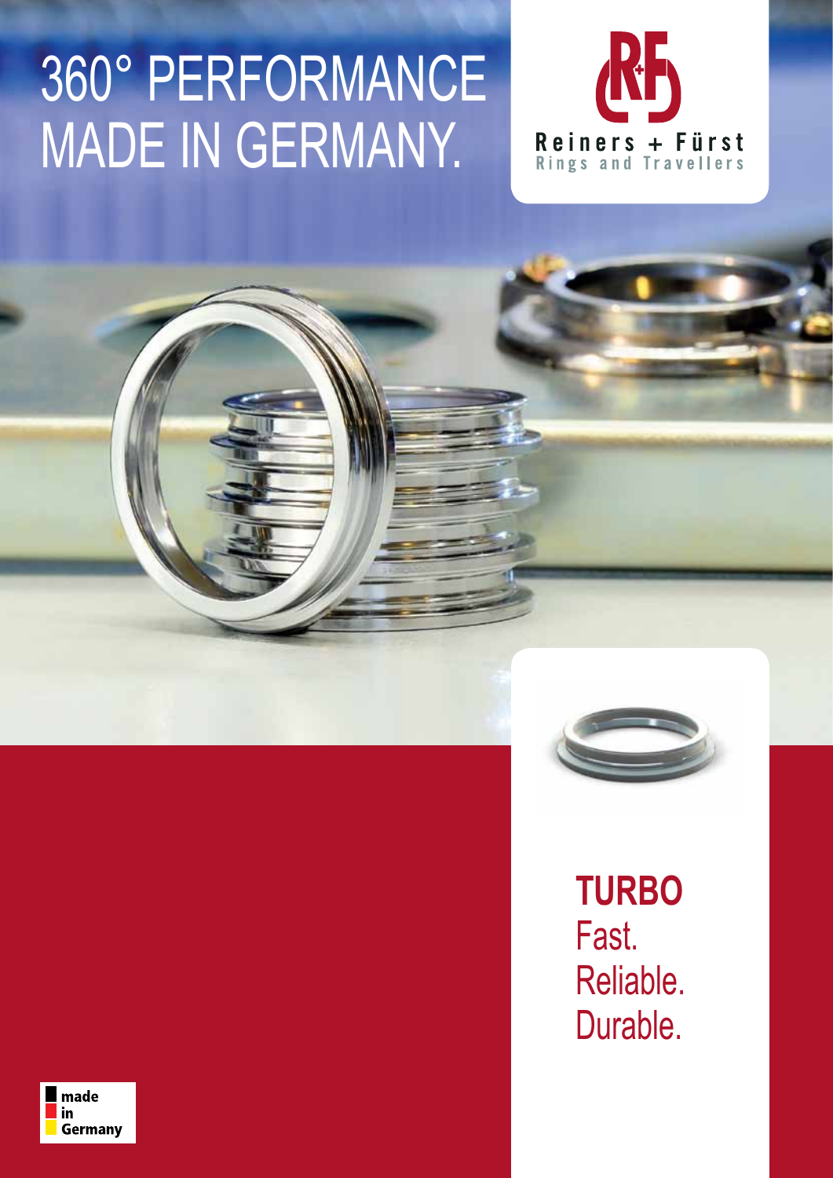# 360° PERFORMANCE MADE IN GERMANY.

Reiners + Fürst
Rings and Travellers

**TURBO**
Fast.
Reliable.
Durable.

made
in
Germany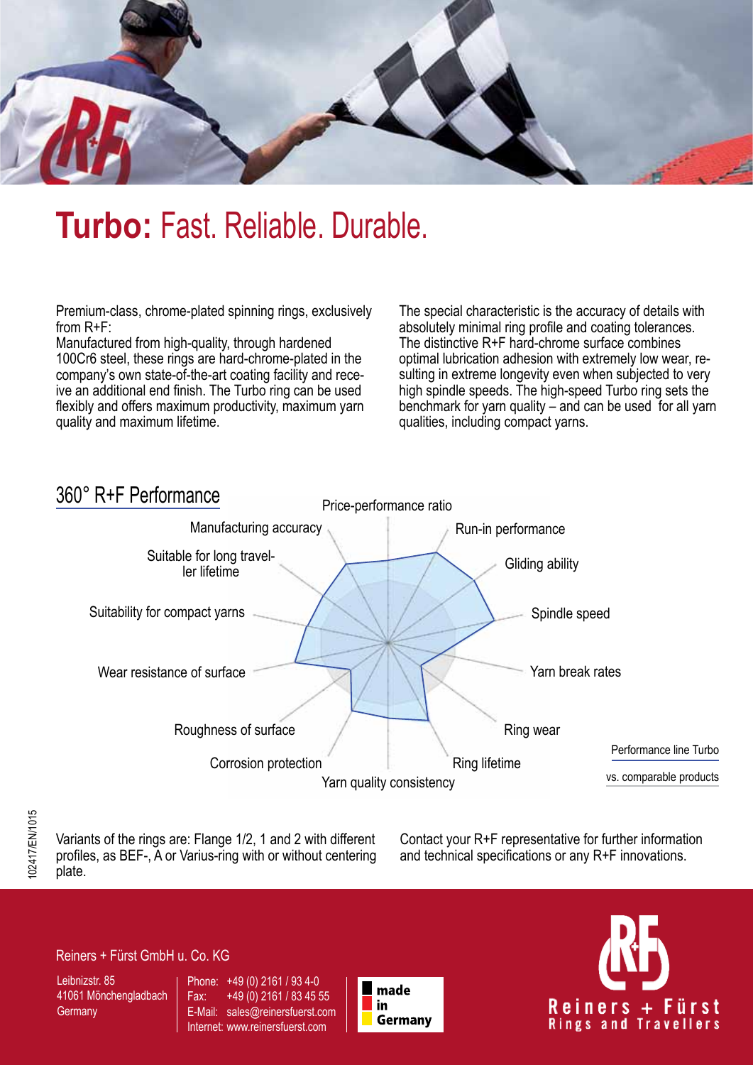# **Turbo:** Fast. Reliable. Durable.

Premium-class, chrome-plated spinning rings, exclusively from R+F:
Manufactured from high-quality, through hardened 100Cr6 steel, these rings are hard-chrome-plated in the company's own state-of-the-art coating facility and receive an additional end finish. The Turbo ring can be used flexibly and offers maximum productivity, maximum yarn quality and maximum lifetime.

The special characteristic is the accuracy of details with absolutely minimal ring profile and coating tolerances. The distinctive R+F hard-chrome surface combines optimal lubrication adhesion with extremely low wear, resulting in extreme longevity even when subjected to very high spindle speeds. The high-speed Turbo ring sets the benchmark for yarn quality – and can be used for all yarn qualities, including compact yarns.

## 360° R+F Performance

Price-performance ratio
Run-in performance
Gliding ability
Spindle speed
Yarn break rates
Ring wear
Ring lifetime
Yarn quality consistency
Corrosion protection
Roughness of surface
Wear resistance of surface
Suitability for compact yarns
Suitable for long traveller lifetime
Manufacturing accuracy

Performance line Turbo
vs. comparable products

Variants of the rings are: Flange 1/2, 1 and 2 with different profiles, as BEF-, A or Varius-ring with or without centering plate.

Contact your R+F representative for further information and technical specifications or any R+F innovations.

102417/EN/1015

Reiners + Fürst GmbH u. Co. KG

Leibnizstr. 85
41061 Mönchengladbach
Germany

Phone: +49 (0) 2161 / 93 4-0
Fax: +49 (0) 2161 / 83 45 55
E-Mail: sales@reinersfuerst.com
Internet: www.reinersfuerst.com

made in Germany

Reiners + Fürst
Rings and Travellers